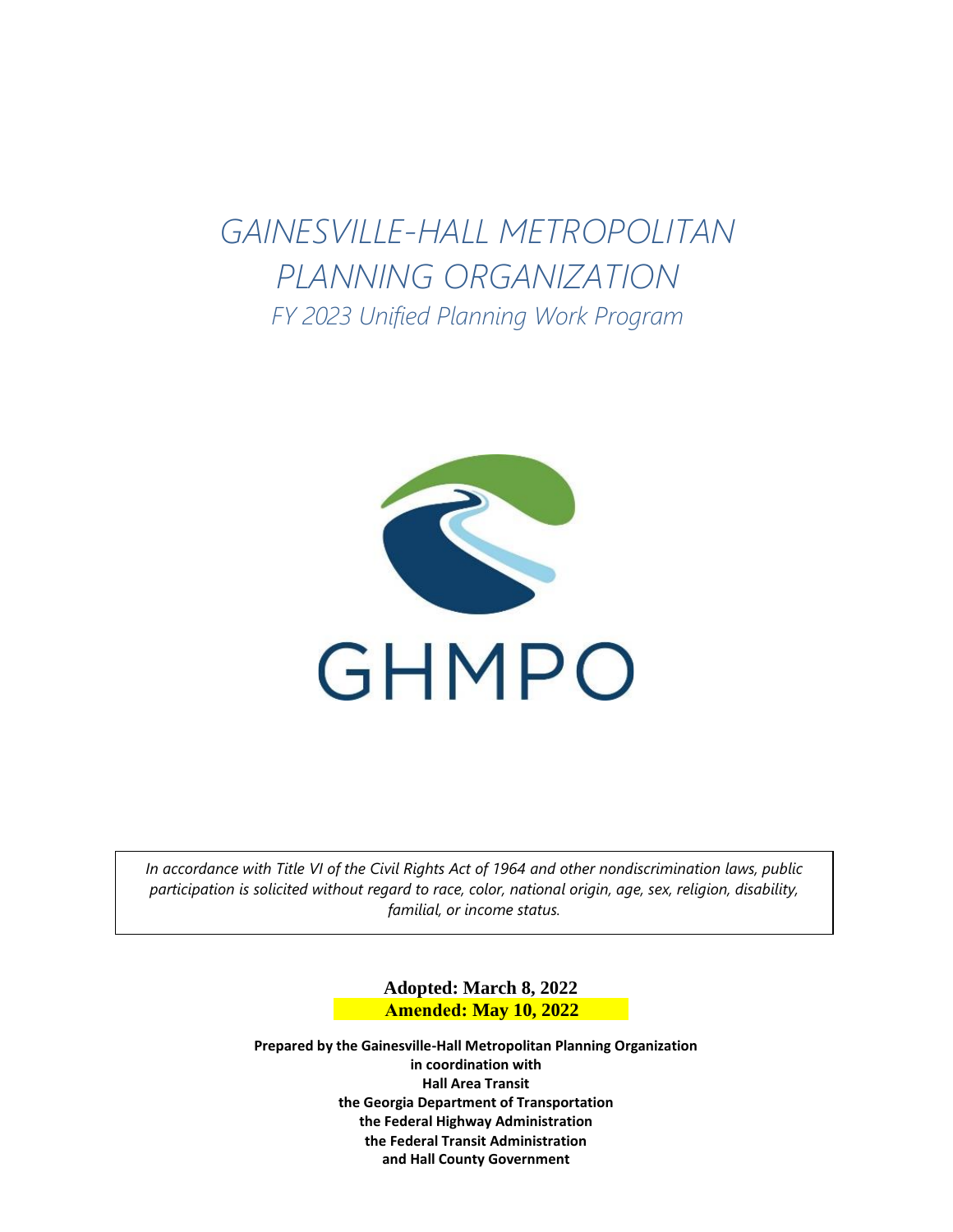# *GAINESVILLE-HALL METROPOLITAN PLANNING ORGANIZATION*

*FY 2023 Unified Planning Work Program*

GHMPO

*In accordance with Title VI of the Civil Rights Act of 1964 and other nondiscrimination laws, public participation is solicited without regard to race, color, national origin, age, sex, religion, disability, familial, or income status.*

**Adopted: March 8, 2022**
**Amended: May 10, 2022**

**Prepared by the Gainesville-Hall Metropolitan Planning Organization**
**in coordination with**
**Hall Area Transit**
**the Georgia Department of Transportation**
**the Federal Highway Administration**
**the Federal Transit Administration**
**and Hall County Government**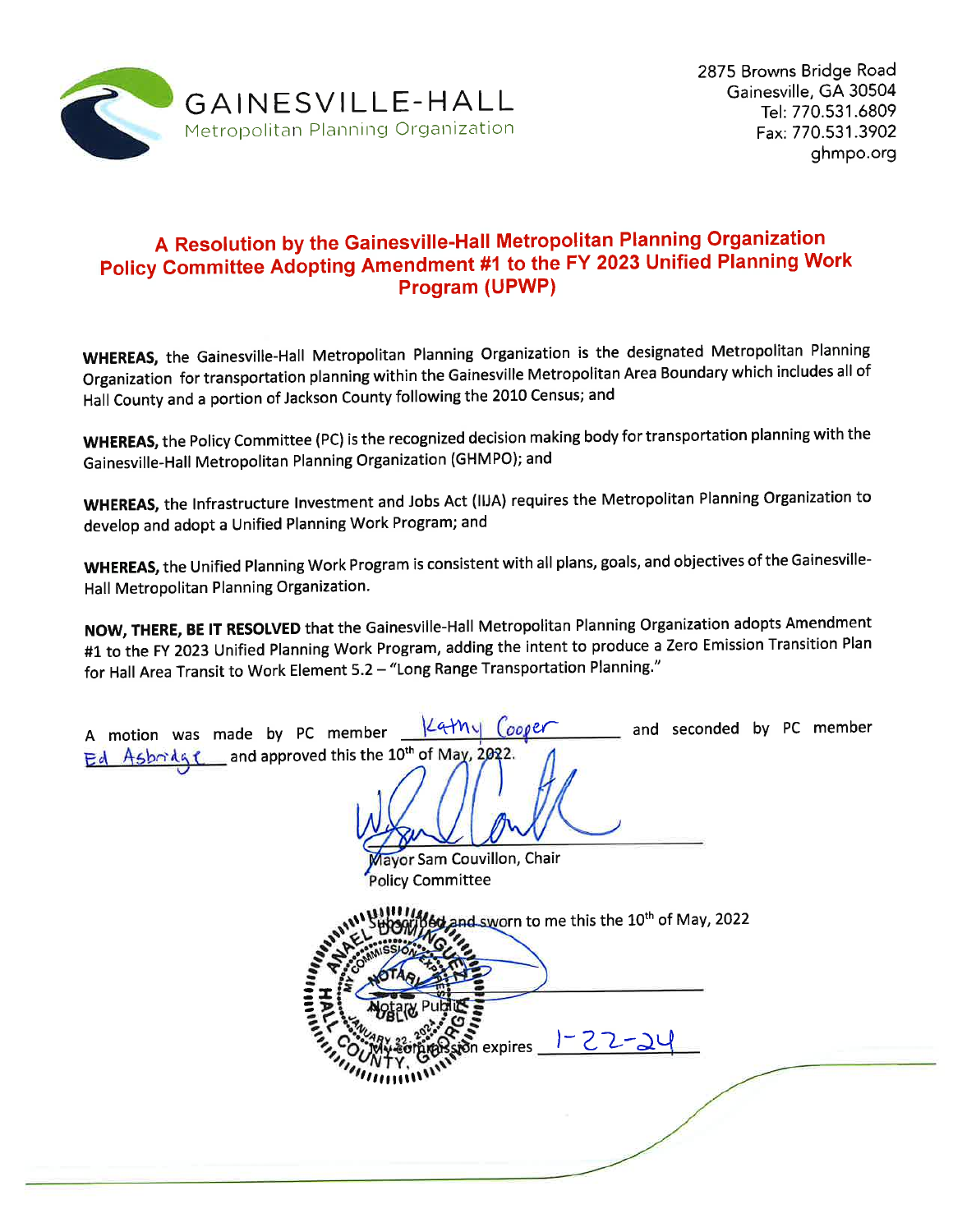GAINESVILLE-HALL
Metropolitan Planning Organization

2875 Browns Bridge Road
Gainesville, GA 30504
Tel: 770.531.6809
Fax: 770.531.3902
ghmpo.org

# A Resolution by the Gainesville-Hall Metropolitan Planning Organization Policy Committee Adopting Amendment #1 to the FY 2023 Unified Planning Work Program (UPWP)

**WHEREAS,** the Gainesville-Hall Metropolitan Planning Organization is the designated Metropolitan Planning Organization for transportation planning within the Gainesville Metropolitan Area Boundary which includes all of Hall County and a portion of Jackson County following the 2010 Census; and

**WHEREAS,** the Policy Committee (PC) is the recognized decision making body for transportation planning with the Gainesville-Hall Metropolitan Planning Organization (GHMPO); and

**WHEREAS,** the Infrastructure Investment and Jobs Act (IIJA) requires the Metropolitan Planning Organization to develop and adopt a Unified Planning Work Program; and

**WHEREAS,** the Unified Planning Work Program is consistent with all plans, goals, and objectives of the Gainesville-Hall Metropolitan Planning Organization.

**NOW, THERE, BE IT RESOLVED** that the Gainesville-Hall Metropolitan Planning Organization adopts Amendment #1 to the FY 2023 Unified Planning Work Program, adding the intent to produce a Zero Emission Transition Plan for Hall Area Transit to Work Element 5.2 – "Long Range Transportation Planning."

A motion was made by PC member Kathy Cooper and seconded by PC member Ed Asbridge and approved this the 10th of May, 2022.

Mayor Sam Couvillon, Chair
Policy Committee

Subscribed and sworn to me this the 10th of May, 2022

Notary Public

My commission expires 1-22-24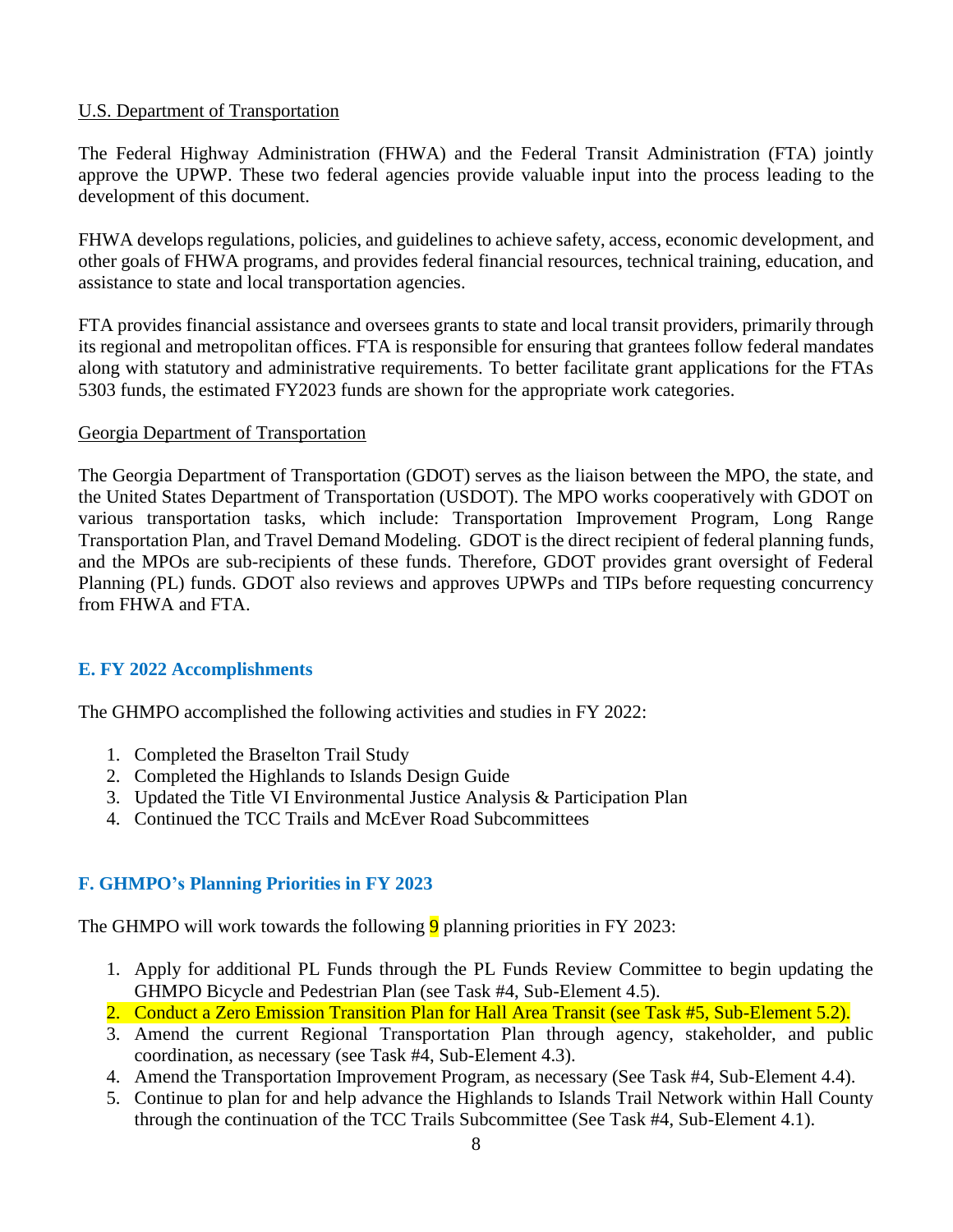U.S. Department of Transportation

The Federal Highway Administration (FHWA) and the Federal Transit Administration (FTA) jointly approve the UPWP. These two federal agencies provide valuable input into the process leading to the development of this document.

FHWA develops regulations, policies, and guidelines to achieve safety, access, economic development, and other goals of FHWA programs, and provides federal financial resources, technical training, education, and assistance to state and local transportation agencies.

FTA provides financial assistance and oversees grants to state and local transit providers, primarily through its regional and metropolitan offices. FTA is responsible for ensuring that grantees follow federal mandates along with statutory and administrative requirements. To better facilitate grant applications for the FTAs 5303 funds, the estimated FY2023 funds are shown for the appropriate work categories.

Georgia Department of Transportation

The Georgia Department of Transportation (GDOT) serves as the liaison between the MPO, the state, and the United States Department of Transportation (USDOT). The MPO works cooperatively with GDOT on various transportation tasks, which include: Transportation Improvement Program, Long Range Transportation Plan, and Travel Demand Modeling. GDOT is the direct recipient of federal planning funds, and the MPOs are sub-recipients of these funds. Therefore, GDOT provides grant oversight of Federal Planning (PL) funds. GDOT also reviews and approves UPWPs and TIPs before requesting concurrency from FHWA and FTA.

## E. FY 2022 Accomplishments

The GHMPO accomplished the following activities and studies in FY 2022:

1. Completed the Braselton Trail Study
2. Completed the Highlands to Islands Design Guide
3. Updated the Title VI Environmental Justice Analysis & Participation Plan
4. Continued the TCC Trails and McEver Road Subcommittees

## F. GHMPO's Planning Priorities in FY 2023

The GHMPO will work towards the following 9 planning priorities in FY 2023:

1. Apply for additional PL Funds through the PL Funds Review Committee to begin updating the GHMPO Bicycle and Pedestrian Plan (see Task #4, Sub-Element 4.5).
2. Conduct a Zero Emission Transition Plan for Hall Area Transit (see Task #5, Sub-Element 5.2).
3. Amend the current Regional Transportation Plan through agency, stakeholder, and public coordination, as necessary (see Task #4, Sub-Element 4.3).
4. Amend the Transportation Improvement Program, as necessary (See Task #4, Sub-Element 4.4).
5. Continue to plan for and help advance the Highlands to Islands Trail Network within Hall County through the continuation of the TCC Trails Subcommittee (See Task #4, Sub-Element 4.1).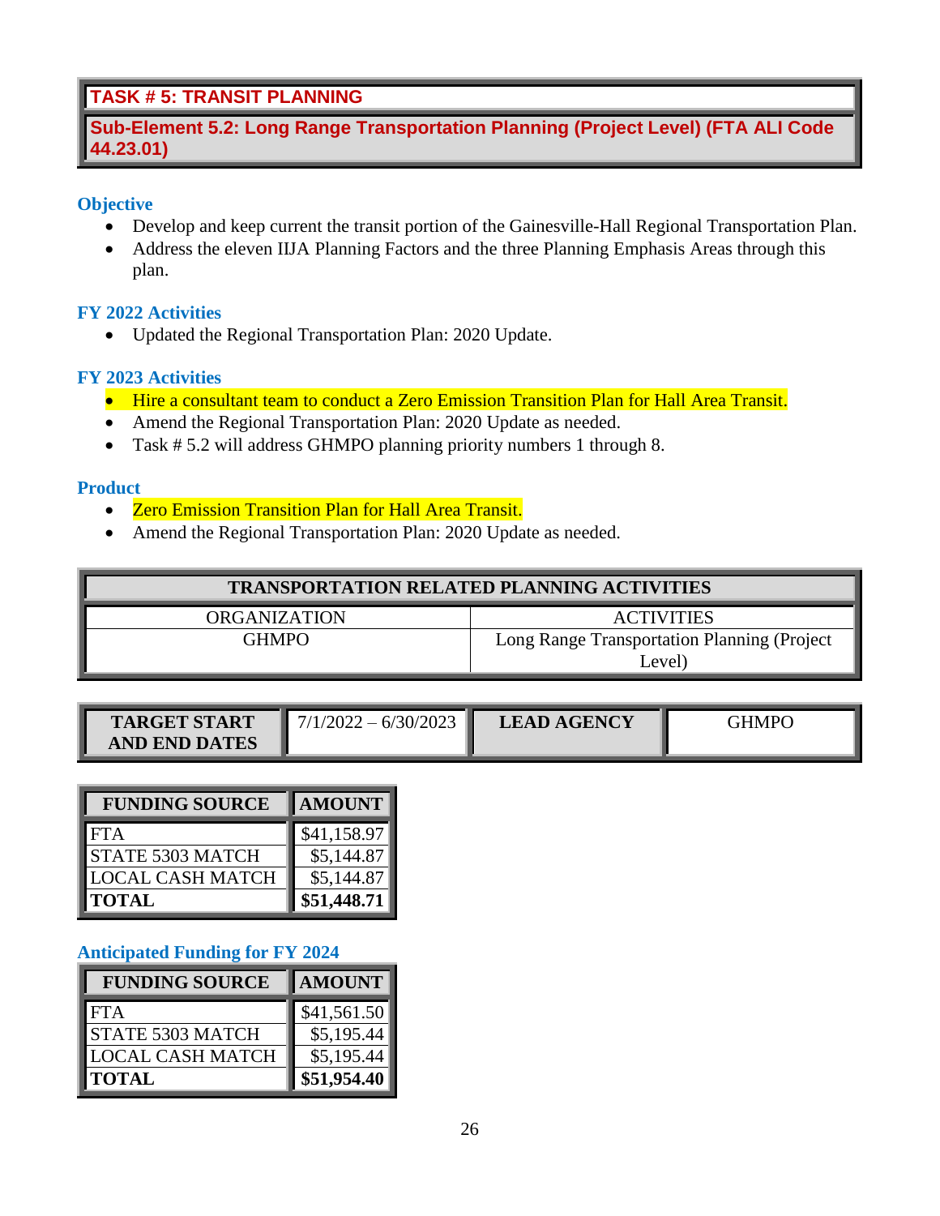## TASK # 5: TRANSIT PLANNING

### Sub-Element 5.2: Long Range Transportation Planning (Project Level) (FTA ALI Code 44.23.01)

**Objective**

- Develop and keep current the transit portion of the Gainesville-Hall Regional Transportation Plan.
- Address the eleven IIJA Planning Factors and the three Planning Emphasis Areas through this plan.

**FY 2022 Activities**

- Updated the Regional Transportation Plan: 2020 Update.

**FY 2023 Activities**

- Hire a consultant team to conduct a Zero Emission Transition Plan for Hall Area Transit.
- Amend the Regional Transportation Plan: 2020 Update as needed.
- Task # 5.2 will address GHMPO planning priority numbers 1 through 8.

**Product**

- Zero Emission Transition Plan for Hall Area Transit.
- Amend the Regional Transportation Plan: 2020 Update as needed.

| TRANSPORTATION RELATED PLANNING ACTIVITIES | |
|---|---|
| ORGANIZATION | ACTIVITIES |
| GHMPO | Long Range Transportation Planning (Project Level) |

| TARGET START AND END DATES | 7/1/2022 – 6/30/2023 | LEAD AGENCY | GHMPO |
|---|---|---|---|

| FUNDING SOURCE | AMOUNT |
|---|---|
| FTA | $41,158.97 |
| STATE 5303 MATCH | $5,144.87 |
| LOCAL CASH MATCH | $5,144.87 |
| **TOTAL** | **$51,448.71** |

**Anticipated Funding for FY 2024**

| FUNDING SOURCE | AMOUNT |
|---|---|
| FTA | $41,561.50 |
| STATE 5303 MATCH | $5,195.44 |
| LOCAL CASH MATCH | $5,195.44 |
| **TOTAL** | **$51,954.40** |